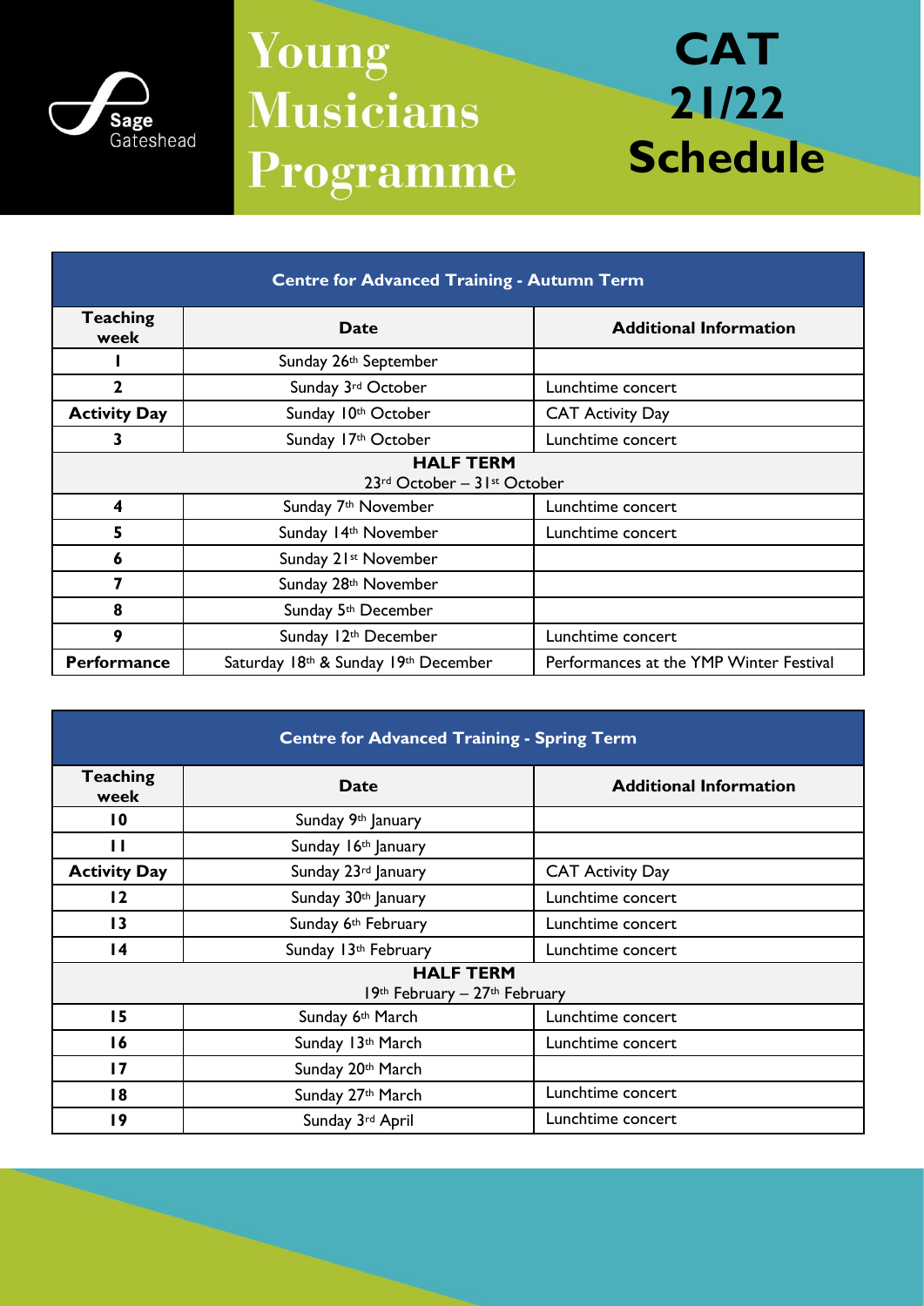Sage Gateshead

# Young Musicians Programme

# CAT 21/22 Schedule

| Centre for Advanced Training - Autumn Term | | |
|---|---|---|
| **Teaching week** | **Date** | **Additional Information** |
| **1** | Sunday 26th September | |
| **2** | Sunday 3rd October | Lunchtime concert |
| **Activity Day** | Sunday 10th October | CAT Activity Day |
| **3** | Sunday 17th October | Lunchtime concert |
| **HALF TERM** 23rd October – 31st October | | |
| **4** | Sunday 7th November | Lunchtime concert |
| **5** | Sunday 14th November | Lunchtime concert |
| **6** | Sunday 21st November | |
| **7** | Sunday 28th November | |
| **8** | Sunday 5th December | |
| **9** | Sunday 12th December | Lunchtime concert |
| **Performance** | Saturday 18th & Sunday 19th December | Performances at the YMP Winter Festival |

| Centre for Advanced Training - Spring Term | | |
|---|---|---|
| **Teaching week** | **Date** | **Additional Information** |
| **10** | Sunday 9th January | |
| **11** | Sunday 16th January | |
| **Activity Day** | Sunday 23rd January | CAT Activity Day |
| **12** | Sunday 30th January | Lunchtime concert |
| **13** | Sunday 6th February | Lunchtime concert |
| **14** | Sunday 13th February | Lunchtime concert |
| **HALF TERM** 19th February – 27th February | | |
| **15** | Sunday 6th March | Lunchtime concert |
| **16** | Sunday 13th March | Lunchtime concert |
| **17** | Sunday 20th March | |
| **18** | Sunday 27th March | Lunchtime concert |
| **19** | Sunday 3rd April | Lunchtime concert |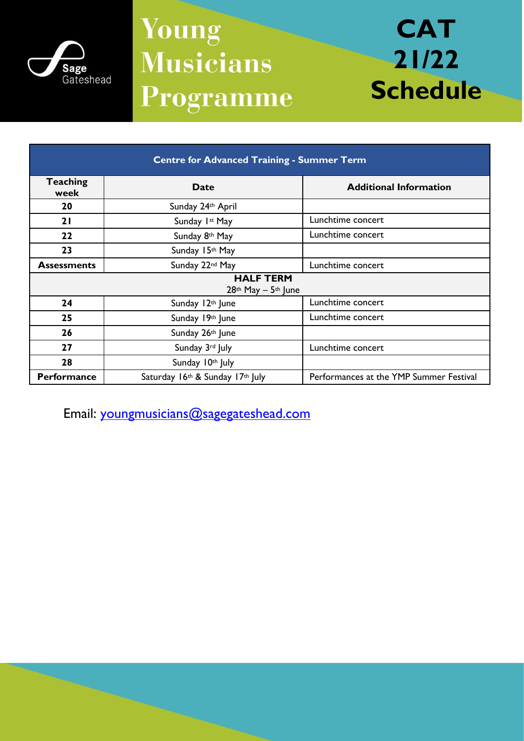Sage Gateshead

# Young Musicians Programme

# CAT 21/22 Schedule

| Centre for Advanced Training - Summer Term | | |
|---|---|---|
| **Teaching week** | **Date** | **Additional Information** |
| **20** | Sunday 24th April | |
| **21** | Sunday 1st May | Lunchtime concert |
| **22** | Sunday 8th May | Lunchtime concert |
| **23** | Sunday 15th May | |
| **Assessments** | Sunday 22nd May | Lunchtime concert |
| **HALF TERM** 28th May – 5th June | | |
| **24** | Sunday 12th June | Lunchtime concert |
| **25** | Sunday 19th June | Lunchtime concert |
| **26** | Sunday 26th June | |
| **27** | Sunday 3rd July | Lunchtime concert |
| **28** | Sunday 10th July | |
| **Performance** | Saturday 16th & Sunday 17th July | Performances at the YMP Summer Festival |

Email: youngmusicians@sagegateshead.com